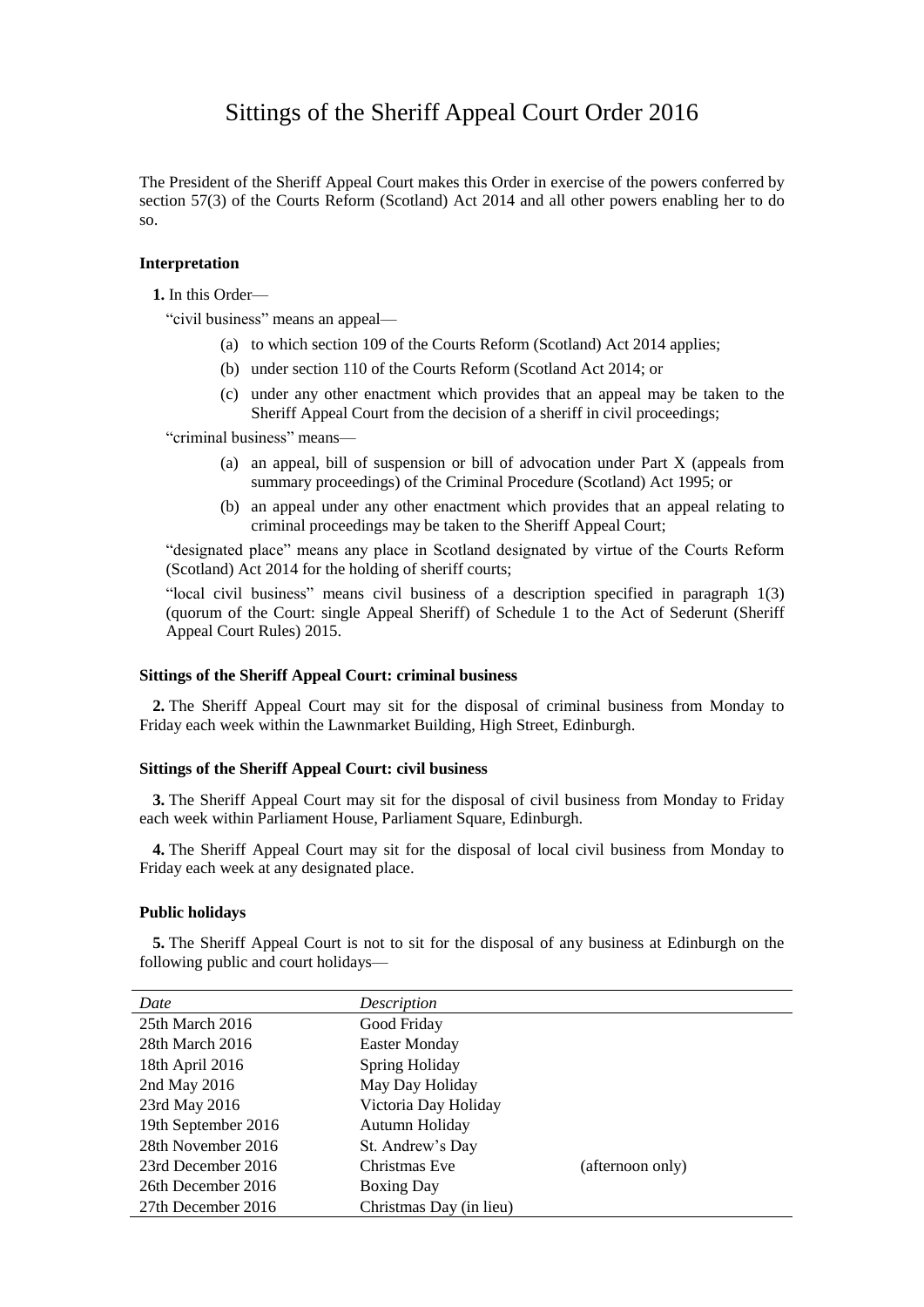# Sittings of the Sheriff Appeal Court Order 2016

The President of the Sheriff Appeal Court makes this Order in exercise of the powers conferred by section 57(3) of the Courts Reform (Scotland) Act 2014 and all other powers enabling her to do so.

### Interpretation

**1.** In this Order—

"civil business" means an appeal—

(a) to which section 109 of the Courts Reform (Scotland) Act 2014 applies;

(b) under section 110 of the Courts Reform (Scotland Act 2014; or

(c) under any other enactment which provides that an appeal may be taken to the Sheriff Appeal Court from the decision of a sheriff in civil proceedings;

"criminal business" means—

(a) an appeal, bill of suspension or bill of advocation under Part X (appeals from summary proceedings) of the Criminal Procedure (Scotland) Act 1995; or

(b) an appeal under any other enactment which provides that an appeal relating to criminal proceedings may be taken to the Sheriff Appeal Court;

"designated place" means any place in Scotland designated by virtue of the Courts Reform (Scotland) Act 2014 for the holding of sheriff courts;

"local civil business" means civil business of a description specified in paragraph 1(3) (quorum of the Court: single Appeal Sheriff) of Schedule 1 to the Act of Sederunt (Sheriff Appeal Court Rules) 2015.

### Sittings of the Sheriff Appeal Court: criminal business

**2.** The Sheriff Appeal Court may sit for the disposal of criminal business from Monday to Friday each week within the Lawnmarket Building, High Street, Edinburgh.

### Sittings of the Sheriff Appeal Court: civil business

**3.** The Sheriff Appeal Court may sit for the disposal of civil business from Monday to Friday each week within Parliament House, Parliament Square, Edinburgh.

**4.** The Sheriff Appeal Court may sit for the disposal of local civil business from Monday to Friday each week at any designated place.

### Public holidays

**5.** The Sheriff Appeal Court is not to sit for the disposal of any business at Edinburgh on the following public and court holidays—

| *Date* | *Description* | |
|---|---|---|
| 25th March 2016 | Good Friday | |
| 28th March 2016 | Easter Monday | |
| 18th April 2016 | Spring Holiday | |
| 2nd May 2016 | May Day Holiday | |
| 23rd May 2016 | Victoria Day Holiday | |
| 19th September 2016 | Autumn Holiday | |
| 28th November 2016 | St. Andrew's Day | |
| 23rd December 2016 | Christmas Eve | (afternoon only) |
| 26th December 2016 | Boxing Day | |
| 27th December 2016 | Christmas Day (in lieu) | |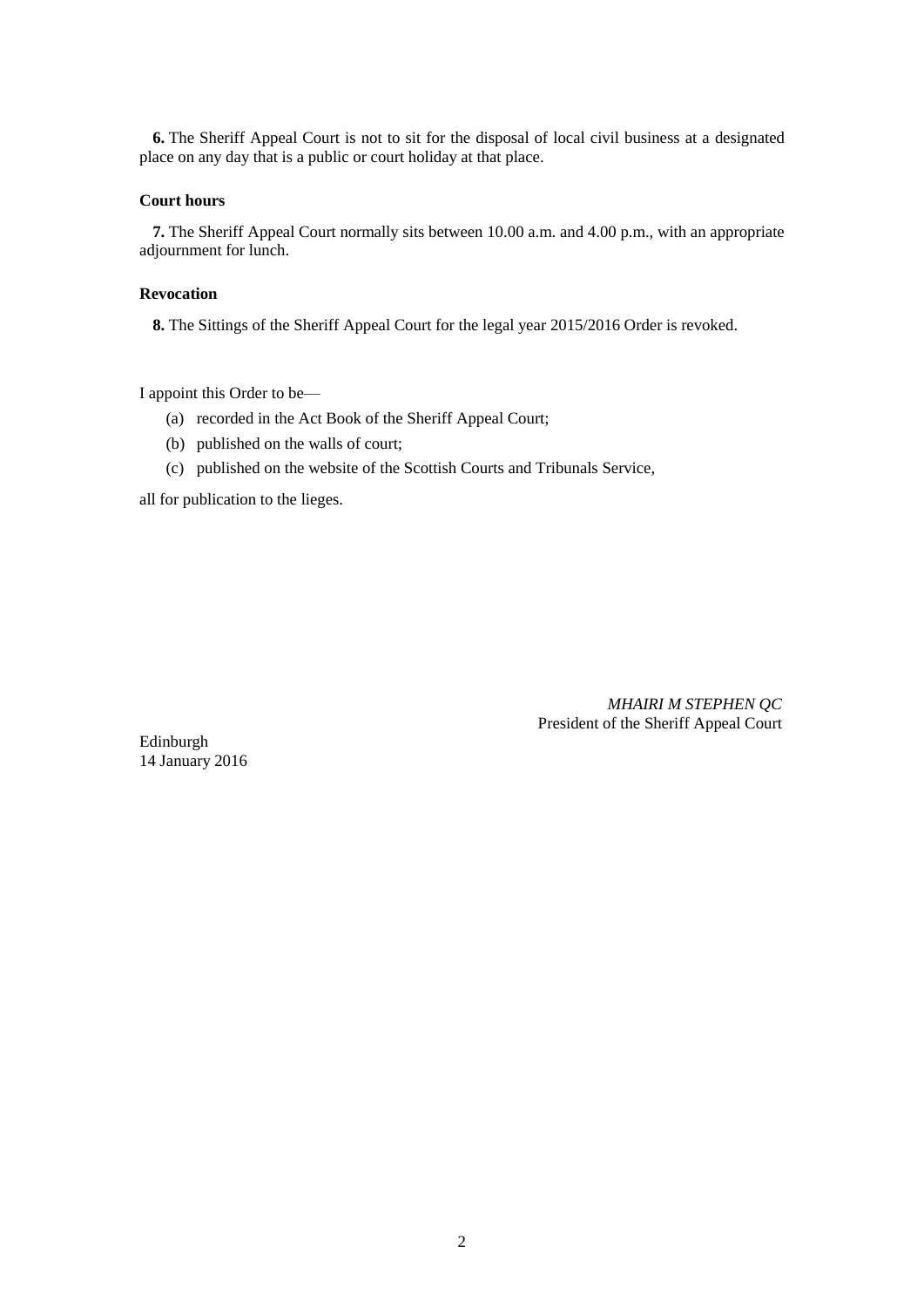**6.** The Sheriff Appeal Court is not to sit for the disposal of local civil business at a designated place on any day that is a public or court holiday at that place.

### Court hours

**7.** The Sheriff Appeal Court normally sits between 10.00 a.m. and 4.00 p.m., with an appropriate adjournment for lunch.

### Revocation

**8.** The Sittings of the Sheriff Appeal Court for the legal year 2015/2016 Order is revoked.

I appoint this Order to be—

(a) recorded in the Act Book of the Sheriff Appeal Court;

(b) published on the walls of court;

(c) published on the website of the Scottish Courts and Tribunals Service,

all for publication to the lieges.

*MHAIRI M STEPHEN QC*
President of the Sheriff Appeal Court

Edinburgh
14 January 2016